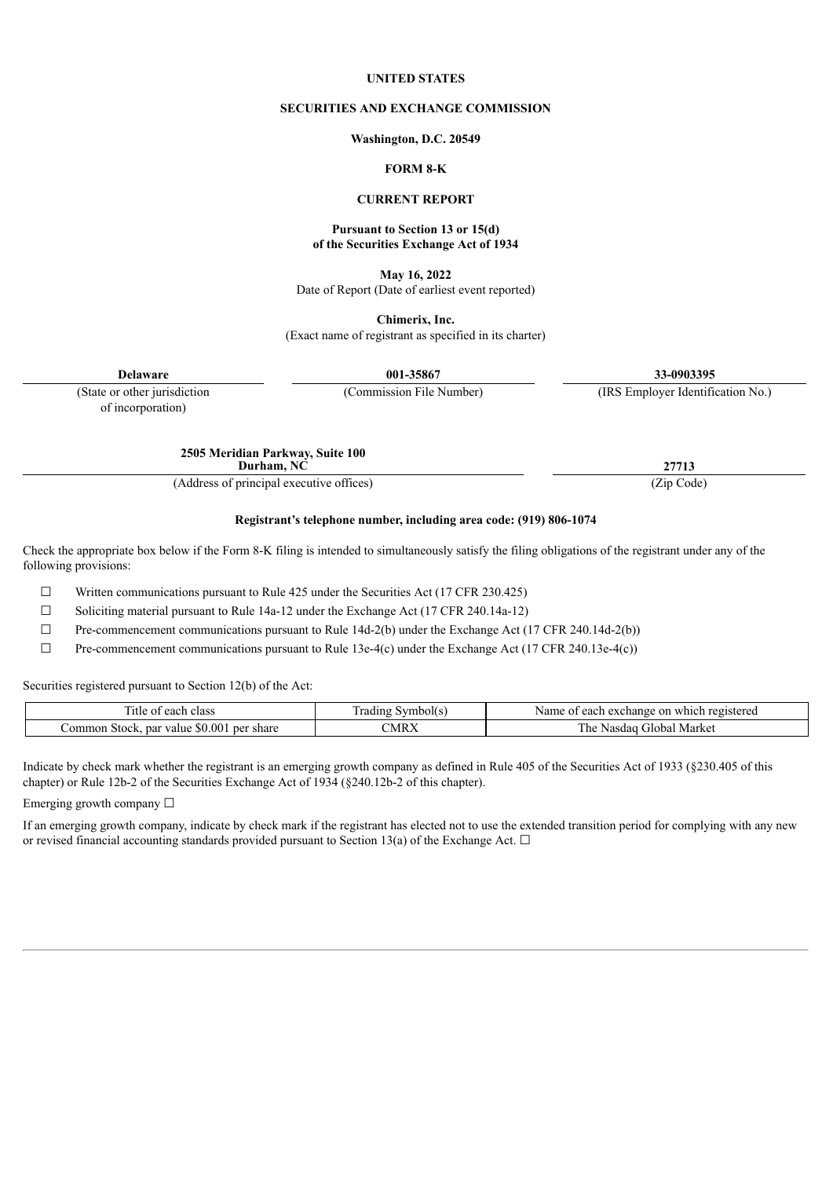**UNITED STATES**

**SECURITIES AND EXCHANGE COMMISSION**

**Washington, D.C. 20549**

**FORM 8-K**

**CURRENT REPORT**

**Pursuant to Section 13 or 15(d)**
**of the Securities Exchange Act of 1934**

**May 16, 2022**
Date of Report (Date of earliest event reported)

**Chimerix, Inc.**
(Exact name of registrant as specified in its charter)

| **Delaware** | **001-35867** | **33-0903395** |
|---|---|---|
| (State or other jurisdiction of incorporation) | (Commission File Number) | (IRS Employer Identification No.) |

| **2505 Meridian Parkway, Suite 100 Durham, NC** | **27713** |
|---|---|
| (Address of principal executive offices) | (Zip Code) |

**Registrant's telephone number, including area code: (919) 806-1074**

Check the appropriate box below if the Form 8-K filing is intended to simultaneously satisfy the filing obligations of the registrant under any of the following provisions:

☐ Written communications pursuant to Rule 425 under the Securities Act (17 CFR 230.425)

☐ Soliciting material pursuant to Rule 14a-12 under the Exchange Act (17 CFR 240.14a-12)

☐ Pre-commencement communications pursuant to Rule 14d-2(b) under the Exchange Act (17 CFR 240.14d-2(b))

☐ Pre-commencement communications pursuant to Rule 13e-4(c) under the Exchange Act (17 CFR 240.13e-4(c))

Securities registered pursuant to Section 12(b) of the Act:

| Title of each class | Trading Symbol(s) | Name of each exchange on which registered |
|---|---|---|
| Common Stock, par value $0.001 per share | CMRX | The Nasdaq Global Market |

Indicate by check mark whether the registrant is an emerging growth company as defined in Rule 405 of the Securities Act of 1933 (§230.405 of this chapter) or Rule 12b-2 of the Securities Exchange Act of 1934 (§240.12b-2 of this chapter).

Emerging growth company ☐

If an emerging growth company, indicate by check mark if the registrant has elected not to use the extended transition period for complying with any new or revised financial accounting standards provided pursuant to Section 13(a) of the Exchange Act. ☐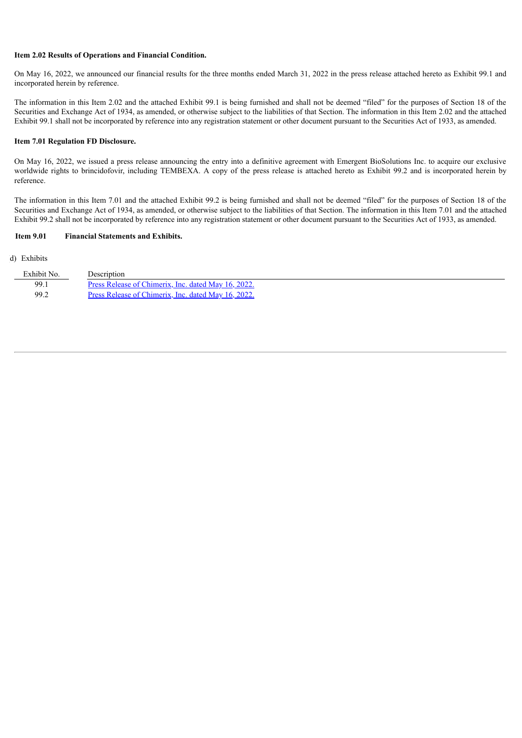**Item 2.02 Results of Operations and Financial Condition.**

On May 16, 2022, we announced our financial results for the three months ended March 31, 2022 in the press release attached hereto as Exhibit 99.1 and incorporated herein by reference.

The information in this Item 2.02 and the attached Exhibit 99.1 is being furnished and shall not be deemed "filed" for the purposes of Section 18 of the Securities and Exchange Act of 1934, as amended, or otherwise subject to the liabilities of that Section. The information in this Item 2.02 and the attached Exhibit 99.1 shall not be incorporated by reference into any registration statement or other document pursuant to the Securities Act of 1933, as amended.

**Item 7.01 Regulation FD Disclosure.**

On May 16, 2022, we issued a press release announcing the entry into a definitive agreement with Emergent BioSolutions Inc. to acquire our exclusive worldwide rights to brincidofovir, including TEMBEXA. A copy of the press release is attached hereto as Exhibit 99.2 and is incorporated herein by reference.

The information in this Item 7.01 and the attached Exhibit 99.2 is being furnished and shall not be deemed "filed" for the purposes of Section 18 of the Securities and Exchange Act of 1934, as amended, or otherwise subject to the liabilities of that Section. The information in this Item 7.01 and the attached Exhibit 99.2 shall not be incorporated by reference into any registration statement or other document pursuant to the Securities Act of 1933, as amended.

**Item 9.01 Financial Statements and Exhibits.**

d) Exhibits

| Exhibit No. | Description |
|---|---|
| 99.1 | Press Release of Chimerix, Inc. dated May 16, 2022. |
| 99.2 | Press Release of Chimerix, Inc. dated May 16, 2022. |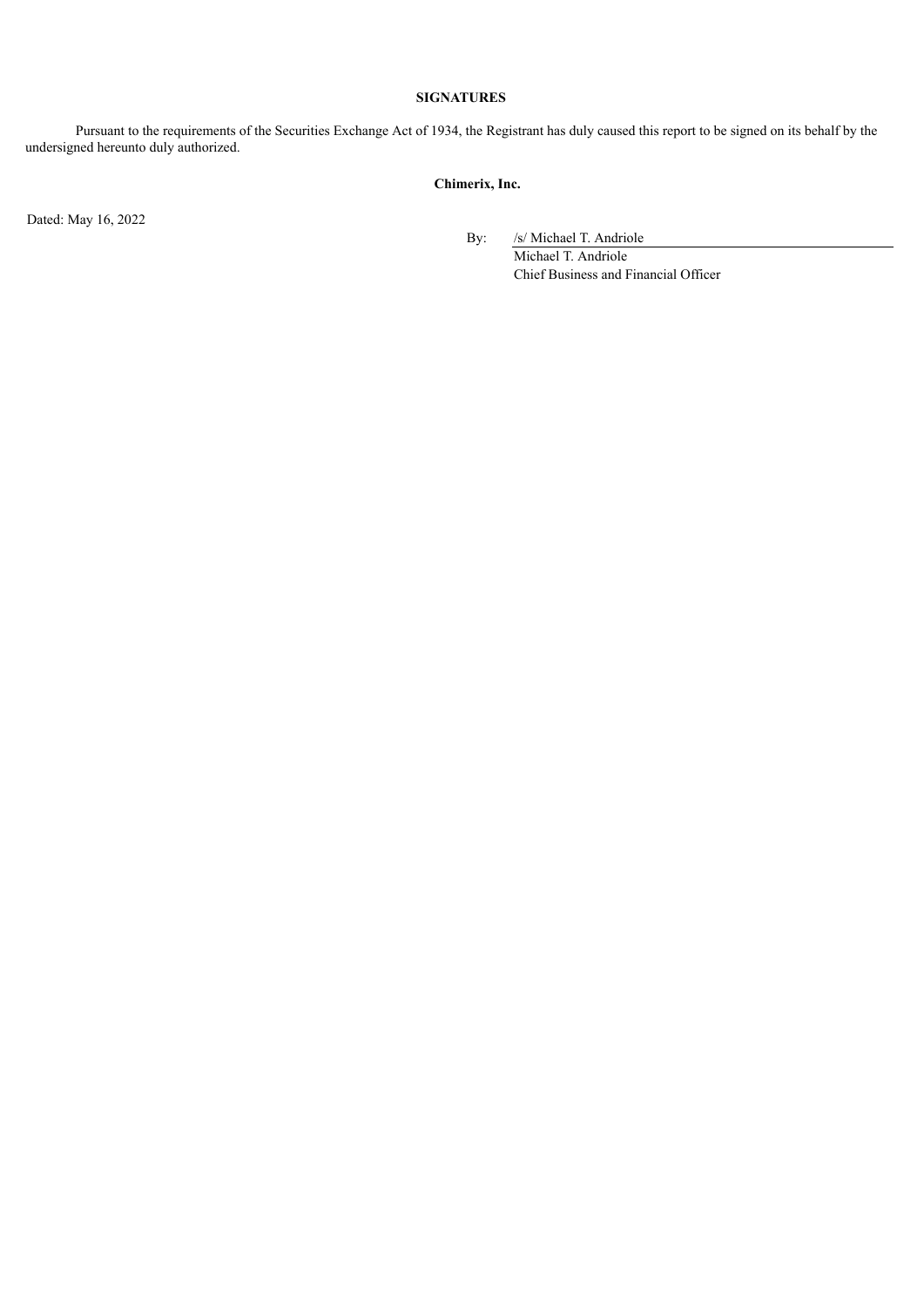**SIGNATURES**

Pursuant to the requirements of the Securities Exchange Act of 1934, the Registrant has duly caused this report to be signed on its behalf by the undersigned hereunto duly authorized.

**Chimerix, Inc.**

Dated: May 16, 2022

By: /s/ Michael T. Andriole
Michael T. Andriole
Chief Business and Financial Officer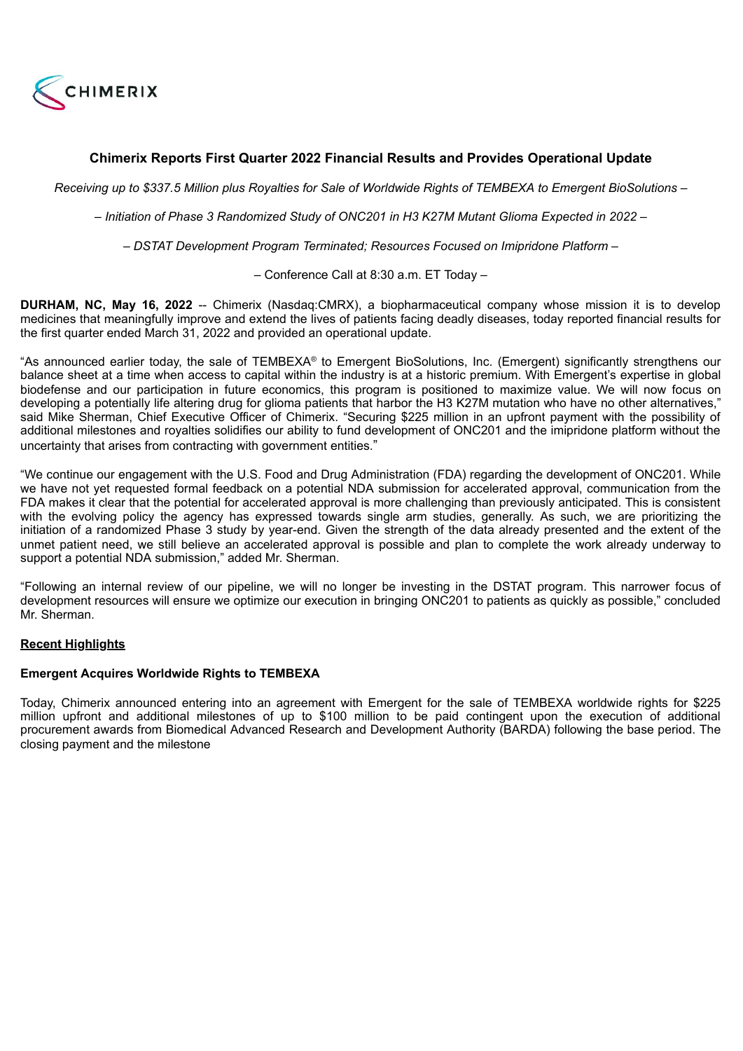# Chimerix Reports First Quarter 2022 Financial Results and Provides Operational Update

*Receiving up to $337.5 Million plus Royalties for Sale of Worldwide Rights of TEMBEXA to Emergent BioSolutions –*

*– Initiation of Phase 3 Randomized Study of ONC201 in H3 K27M Mutant Glioma Expected in 2022 –*

*– DSTAT Development Program Terminated; Resources Focused on Imipridone Platform –*

– Conference Call at 8:30 a.m. ET Today –

**DURHAM, NC, May 16, 2022** -- Chimerix (Nasdaq:CMRX), a biopharmaceutical company whose mission it is to develop medicines that meaningfully improve and extend the lives of patients facing deadly diseases, today reported financial results for the first quarter ended March 31, 2022 and provided an operational update.

"As announced earlier today, the sale of TEMBEXA® to Emergent BioSolutions, Inc. (Emergent) significantly strengthens our balance sheet at a time when access to capital within the industry is at a historic premium. With Emergent's expertise in global biodefense and our participation in future economics, this program is positioned to maximize value. We will now focus on developing a potentially life altering drug for glioma patients that harbor the H3 K27M mutation who have no other alternatives," said Mike Sherman, Chief Executive Officer of Chimerix. "Securing $225 million in an upfront payment with the possibility of additional milestones and royalties solidifies our ability to fund development of ONC201 and the imipridone platform without the uncertainty that arises from contracting with government entities."

"We continue our engagement with the U.S. Food and Drug Administration (FDA) regarding the development of ONC201. While we have not yet requested formal feedback on a potential NDA submission for accelerated approval, communication from the FDA makes it clear that the potential for accelerated approval is more challenging than previously anticipated. This is consistent with the evolving policy the agency has expressed towards single arm studies, generally. As such, we are prioritizing the initiation of a randomized Phase 3 study by year-end. Given the strength of the data already presented and the extent of the unmet patient need, we still believe an accelerated approval is possible and plan to complete the work already underway to support a potential NDA submission," added Mr. Sherman.

"Following an internal review of our pipeline, we will no longer be investing in the DSTAT program. This narrower focus of development resources will ensure we optimize our execution in bringing ONC201 to patients as quickly as possible," concluded Mr. Sherman.

## Recent Highlights

**Emergent Acquires Worldwide Rights to TEMBEXA**

Today, Chimerix announced entering into an agreement with Emergent for the sale of TEMBEXA worldwide rights for $225 million upfront and additional milestones of up to $100 million to be paid contingent upon the execution of additional procurement awards from Biomedical Advanced Research and Development Authority (BARDA) following the base period. The closing payment and the milestone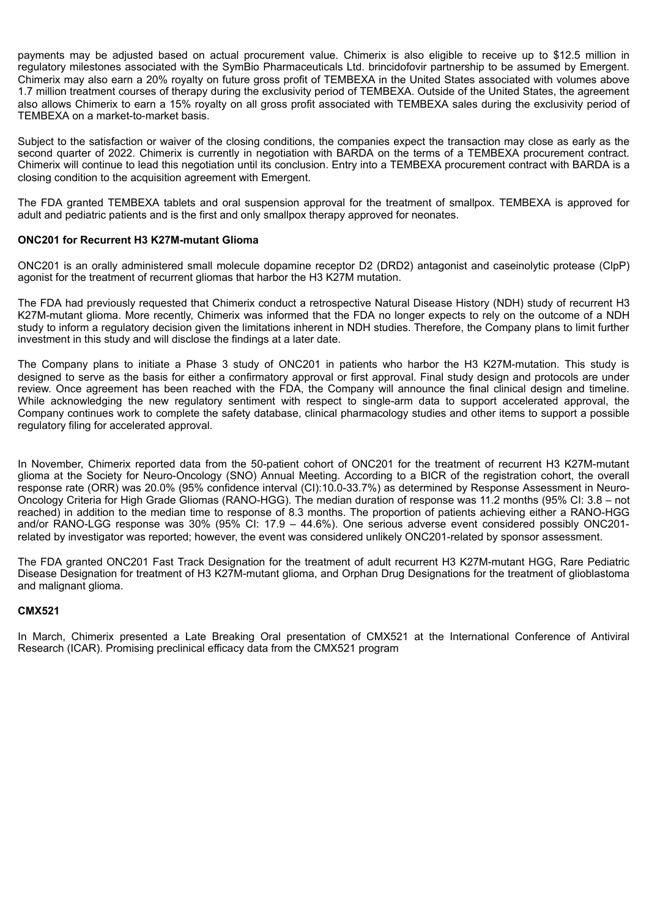payments may be adjusted based on actual procurement value. Chimerix is also eligible to receive up to $12.5 million in regulatory milestones associated with the SymBio Pharmaceuticals Ltd. brincidofovir partnership to be assumed by Emergent. Chimerix may also earn a 20% royalty on future gross profit of TEMBEXA in the United States associated with volumes above 1.7 million treatment courses of therapy during the exclusivity period of TEMBEXA. Outside of the United States, the agreement also allows Chimerix to earn a 15% royalty on all gross profit associated with TEMBEXA sales during the exclusivity period of TEMBEXA on a market-to-market basis.

Subject to the satisfaction or waiver of the closing conditions, the companies expect the transaction may close as early as the second quarter of 2022. Chimerix is currently in negotiation with BARDA on the terms of a TEMBEXA procurement contract. Chimerix will continue to lead this negotiation until its conclusion. Entry into a TEMBEXA procurement contract with BARDA is a closing condition to the acquisition agreement with Emergent.

The FDA granted TEMBEXA tablets and oral suspension approval for the treatment of smallpox. TEMBEXA is approved for adult and pediatric patients and is the first and only smallpox therapy approved for neonates.

**ONC201 for Recurrent H3 K27M-mutant Glioma**

ONC201 is an orally administered small molecule dopamine receptor D2 (DRD2) antagonist and caseinolytic protease (ClpP) agonist for the treatment of recurrent gliomas that harbor the H3 K27M mutation.

The FDA had previously requested that Chimerix conduct a retrospective Natural Disease History (NDH) study of recurrent H3 K27M-mutant glioma. More recently, Chimerix was informed that the FDA no longer expects to rely on the outcome of a NDH study to inform a regulatory decision given the limitations inherent in NDH studies. Therefore, the Company plans to limit further investment in this study and will disclose the findings at a later date.

The Company plans to initiate a Phase 3 study of ONC201 in patients who harbor the H3 K27M-mutation. This study is designed to serve as the basis for either a confirmatory approval or first approval. Final study design and protocols are under review. Once agreement has been reached with the FDA, the Company will announce the final clinical design and timeline. While acknowledging the new regulatory sentiment with respect to single-arm data to support accelerated approval, the Company continues work to complete the safety database, clinical pharmacology studies and other items to support a possible regulatory filing for accelerated approval.

In November, Chimerix reported data from the 50-patient cohort of ONC201 for the treatment of recurrent H3 K27M-mutant glioma at the Society for Neuro-Oncology (SNO) Annual Meeting. According to a BICR of the registration cohort, the overall response rate (ORR) was 20.0% (95% confidence interval (CI):10.0-33.7%) as determined by Response Assessment in Neuro-Oncology Criteria for High Grade Gliomas (RANO-HGG). The median duration of response was 11.2 months (95% CI: 3.8 – not reached) in addition to the median time to response of 8.3 months. The proportion of patients achieving either a RANO-HGG and/or RANO-LGG response was 30% (95% CI: 17.9 – 44.6%). One serious adverse event considered possibly ONC201-related by investigator was reported; however, the event was considered unlikely ONC201-related by sponsor assessment.

The FDA granted ONC201 Fast Track Designation for the treatment of adult recurrent H3 K27M-mutant HGG, Rare Pediatric Disease Designation for treatment of H3 K27M-mutant glioma, and Orphan Drug Designations for the treatment of glioblastoma and malignant glioma.

**CMX521**

In March, Chimerix presented a Late Breaking Oral presentation of CMX521 at the International Conference of Antiviral Research (ICAR). Promising preclinical efficacy data from the CMX521 program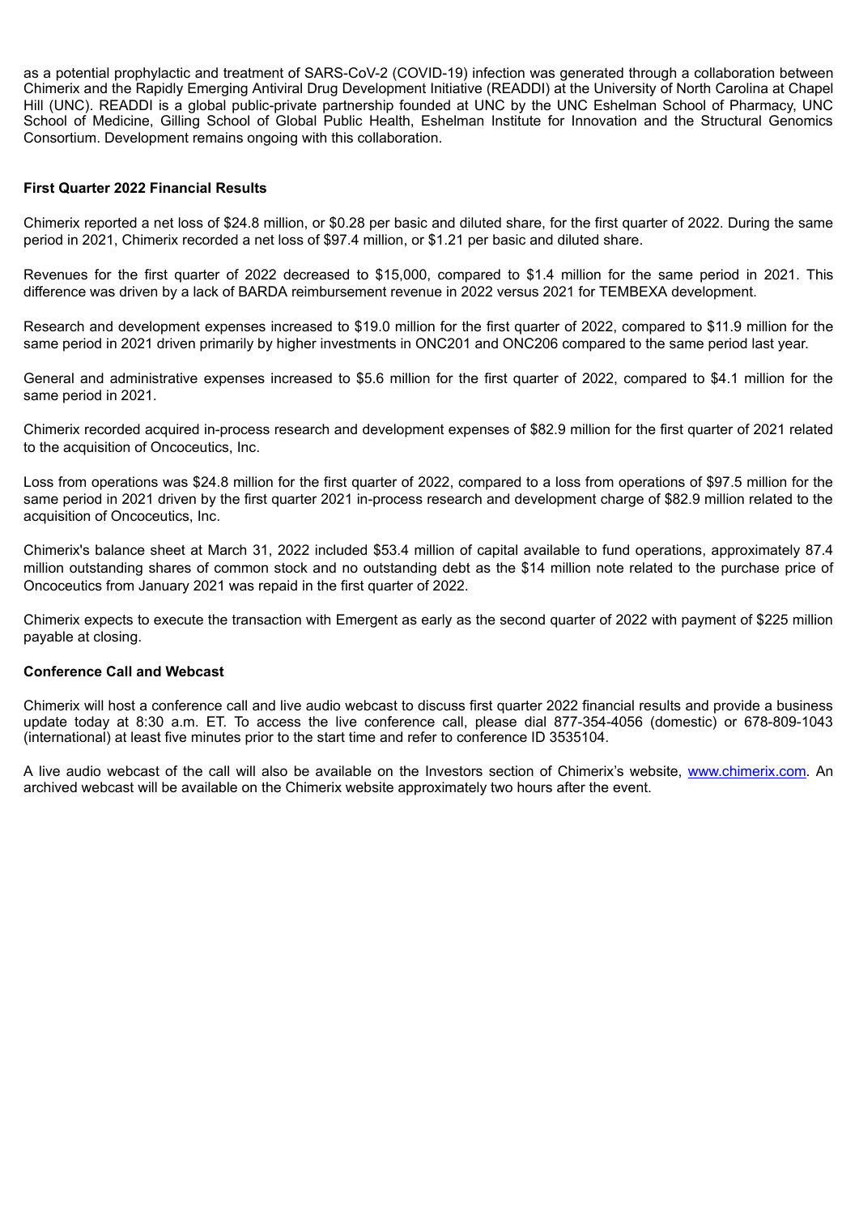as a potential prophylactic and treatment of SARS-CoV-2 (COVID-19) infection was generated through a collaboration between Chimerix and the Rapidly Emerging Antiviral Drug Development Initiative (READDI) at the University of North Carolina at Chapel Hill (UNC). READDI is a global public-private partnership founded at UNC by the UNC Eshelman School of Pharmacy, UNC School of Medicine, Gilling School of Global Public Health, Eshelman Institute for Innovation and the Structural Genomics Consortium. Development remains ongoing with this collaboration.

**First Quarter 2022 Financial Results**

Chimerix reported a net loss of $24.8 million, or $0.28 per basic and diluted share, for the first quarter of 2022. During the same period in 2021, Chimerix recorded a net loss of $97.4 million, or $1.21 per basic and diluted share.

Revenues for the first quarter of 2022 decreased to $15,000, compared to $1.4 million for the same period in 2021. This difference was driven by a lack of BARDA reimbursement revenue in 2022 versus 2021 for TEMBEXA development.

Research and development expenses increased to $19.0 million for the first quarter of 2022, compared to $11.9 million for the same period in 2021 driven primarily by higher investments in ONC201 and ONC206 compared to the same period last year.

General and administrative expenses increased to $5.6 million for the first quarter of 2022, compared to $4.1 million for the same period in 2021.

Chimerix recorded acquired in-process research and development expenses of $82.9 million for the first quarter of 2021 related to the acquisition of Oncoceutics, Inc.

Loss from operations was $24.8 million for the first quarter of 2022, compared to a loss from operations of $97.5 million for the same period in 2021 driven by the first quarter 2021 in-process research and development charge of $82.9 million related to the acquisition of Oncoceutics, Inc.

Chimerix's balance sheet at March 31, 2022 included $53.4 million of capital available to fund operations, approximately 87.4 million outstanding shares of common stock and no outstanding debt as the $14 million note related to the purchase price of Oncoceutics from January 2021 was repaid in the first quarter of 2022.

Chimerix expects to execute the transaction with Emergent as early as the second quarter of 2022 with payment of $225 million payable at closing.

**Conference Call and Webcast**

Chimerix will host a conference call and live audio webcast to discuss first quarter 2022 financial results and provide a business update today at 8:30 a.m. ET. To access the live conference call, please dial 877-354-4056 (domestic) or 678-809-1043 (international) at least five minutes prior to the start time and refer to conference ID 3535104.

A live audio webcast of the call will also be available on the Investors section of Chimerix's website, [www.chimerix.com](http://www.chimerix.com). An archived webcast will be available on the Chimerix website approximately two hours after the event.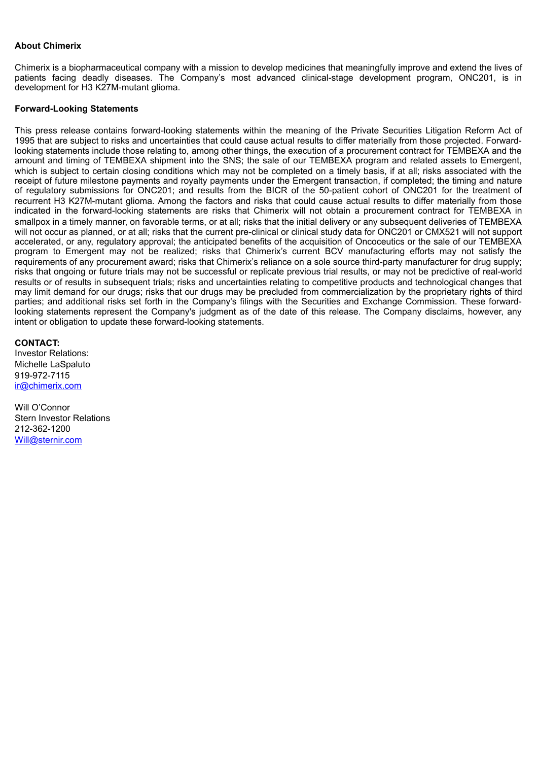**About Chimerix**

Chimerix is a biopharmaceutical company with a mission to develop medicines that meaningfully improve and extend the lives of patients facing deadly diseases. The Company's most advanced clinical-stage development program, ONC201, is in development for H3 K27M-mutant glioma.

**Forward-Looking Statements**

This press release contains forward-looking statements within the meaning of the Private Securities Litigation Reform Act of 1995 that are subject to risks and uncertainties that could cause actual results to differ materially from those projected. Forward-looking statements include those relating to, among other things, the execution of a procurement contract for TEMBEXA and the amount and timing of TEMBEXA shipment into the SNS; the sale of our TEMBEXA program and related assets to Emergent, which is subject to certain closing conditions which may not be completed on a timely basis, if at all; risks associated with the receipt of future milestone payments and royalty payments under the Emergent transaction, if completed; the timing and nature of regulatory submissions for ONC201; and results from the BICR of the 50-patient cohort of ONC201 for the treatment of recurrent H3 K27M-mutant glioma. Among the factors and risks that could cause actual results to differ materially from those indicated in the forward-looking statements are risks that Chimerix will not obtain a procurement contract for TEMBEXA in smallpox in a timely manner, on favorable terms, or at all; risks that the initial delivery or any subsequent deliveries of TEMBEXA will not occur as planned, or at all; risks that the current pre-clinical or clinical study data for ONC201 or CMX521 will not support accelerated, or any, regulatory approval; the anticipated benefits of the acquisition of Oncoceutics or the sale of our TEMBEXA program to Emergent may not be realized; risks that Chimerix's current BCV manufacturing efforts may not satisfy the requirements of any procurement award; risks that Chimerix's reliance on a sole source third-party manufacturer for drug supply; risks that ongoing or future trials may not be successful or replicate previous trial results, or may not be predictive of real-world results or of results in subsequent trials; risks and uncertainties relating to competitive products and technological changes that may limit demand for our drugs; risks that our drugs may be precluded from commercialization by the proprietary rights of third parties; and additional risks set forth in the Company's filings with the Securities and Exchange Commission. These forward-looking statements represent the Company's judgment as of the date of this release. The Company disclaims, however, any intent or obligation to update these forward-looking statements.

**CONTACT:**
Investor Relations:
Michelle LaSpaluto
919-972-7115
ir@chimerix.com

Will O'Connor
Stern Investor Relations
212-362-1200
Will@sternir.com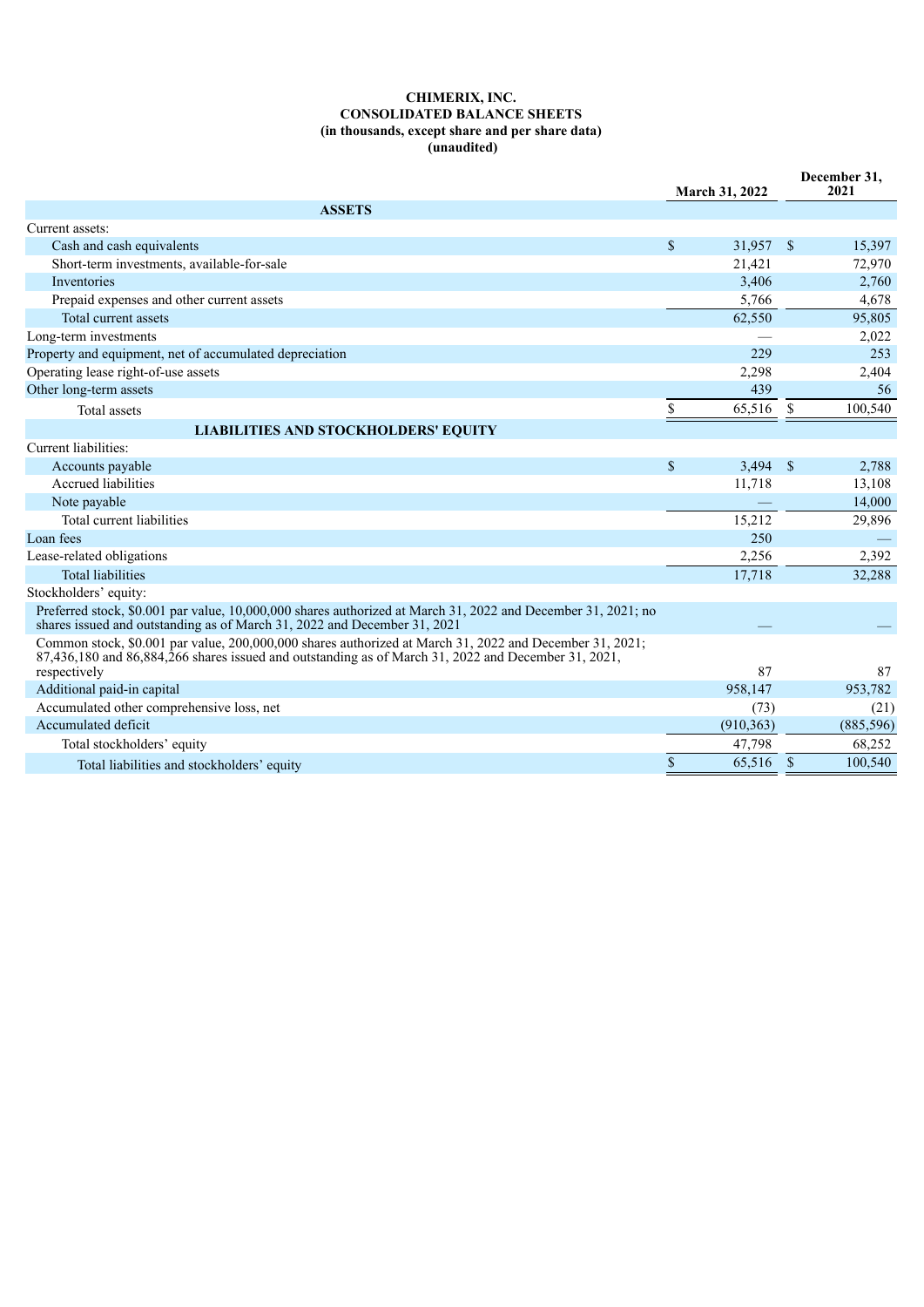**CHIMERIX, INC.**
**CONSOLIDATED BALANCE SHEETS**
**(in thousands, except share and per share data)**
**(unaudited)**

| | March 31, 2022 | December 31, 2021 |
|---|---|---|
| **ASSETS** | | |
| Current assets: | | |
| Cash and cash equivalents | $ 31,957 | $ 15,397 |
| Short-term investments, available-for-sale | 21,421 | 72,970 |
| Inventories | 3,406 | 2,760 |
| Prepaid expenses and other current assets | 5,766 | 4,678 |
| Total current assets | 62,550 | 95,805 |
| Long-term investments | — | 2,022 |
| Property and equipment, net of accumulated depreciation | 229 | 253 |
| Operating lease right-of-use assets | 2,298 | 2,404 |
| Other long-term assets | 439 | 56 |
| Total assets | $ 65,516 | $ 100,540 |
| **LIABILITIES AND STOCKHOLDERS' EQUITY** | | |
| Current liabilities: | | |
| Accounts payable | $ 3,494 | $ 2,788 |
| Accrued liabilities | 11,718 | 13,108 |
| Note payable | — | 14,000 |
| Total current liabilities | 15,212 | 29,896 |
| Loan fees | 250 | — |
| Lease-related obligations | 2,256 | 2,392 |
| Total liabilities | 17,718 | 32,288 |
| Stockholders' equity: | | |
| Preferred stock, $0.001 par value, 10,000,000 shares authorized at March 31, 2022 and December 31, 2021; no shares issued and outstanding as of March 31, 2022 and December 31, 2021 | — | — |
| Common stock, $0.001 par value, 200,000,000 shares authorized at March 31, 2022 and December 31, 2021; 87,436,180 and 86,884,266 shares issued and outstanding as of March 31, 2022 and December 31, 2021, respectively | 87 | 87 |
| Additional paid-in capital | 958,147 | 953,782 |
| Accumulated other comprehensive loss, net | (73) | (21) |
| Accumulated deficit | (910,363) | (885,596) |
| Total stockholders' equity | 47,798 | 68,252 |
| Total liabilities and stockholders' equity | $ 65,516 | $ 100,540 |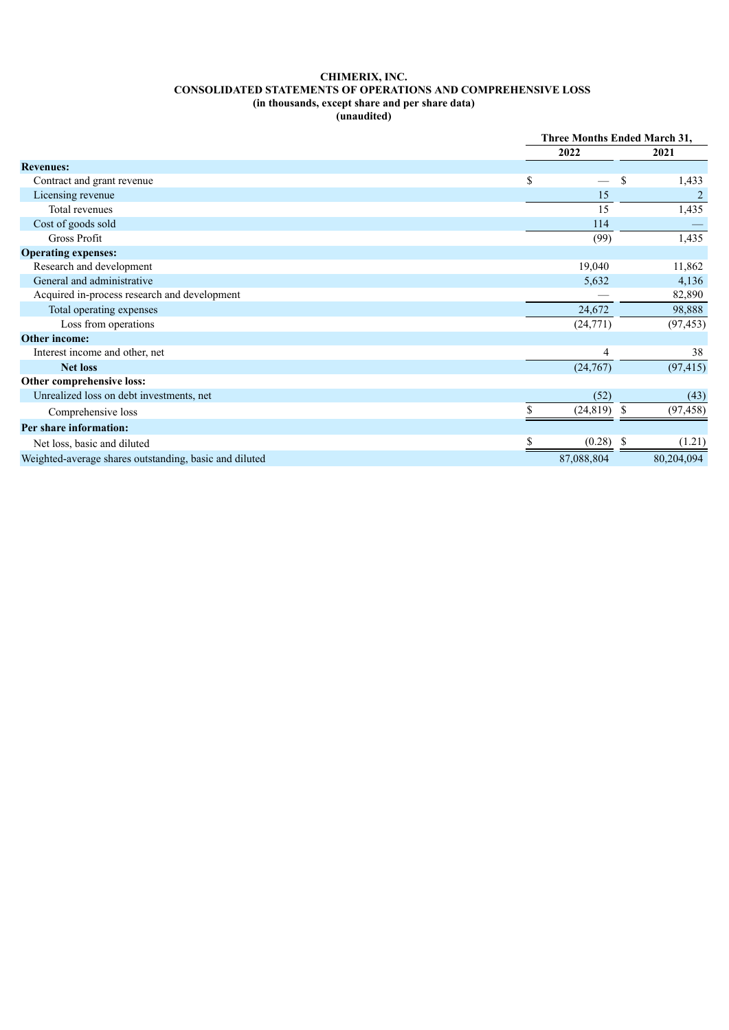**CHIMERIX, INC.**
**CONSOLIDATED STATEMENTS OF OPERATIONS AND COMPREHENSIVE LOSS**
**(in thousands, except share and per share data)**
**(unaudited)**

| | Three Months Ended March 31, | |
|---|---|---|
| | 2022 | 2021 |
| **Revenues:** | | |
| Contract and grant revenue | $ — | $ 1,433 |
| Licensing revenue | 15 | 2 |
| Total revenues | 15 | 1,435 |
| Cost of goods sold | 114 | — |
| Gross Profit | (99) | 1,435 |
| **Operating expenses:** | | |
| Research and development | 19,040 | 11,862 |
| General and administrative | 5,632 | 4,136 |
| Acquired in-process research and development | — | 82,890 |
| Total operating expenses | 24,672 | 98,888 |
| Loss from operations | (24,771) | (97,453) |
| **Other income:** | | |
| Interest income and other, net | 4 | 38 |
| **Net loss** | (24,767) | (97,415) |
| **Other comprehensive loss:** | | |
| Unrealized loss on debt investments, net | (52) | (43) |
| Comprehensive loss | $ (24,819) | $ (97,458) |
| **Per share information:** | | |
| Net loss, basic and diluted | $ (0.28) | $ (1.21) |
| Weighted-average shares outstanding, basic and diluted | 87,088,804 | 80,204,094 |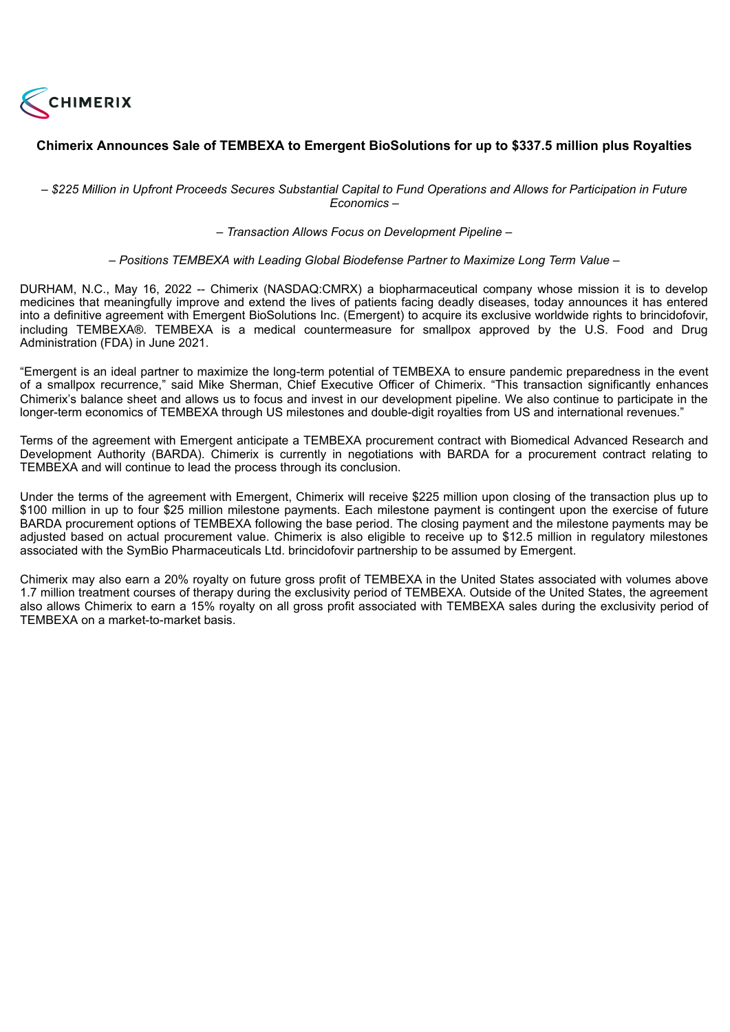CHIMERIX

## Chimerix Announces Sale of TEMBEXA to Emergent BioSolutions for up to $337.5 million plus Royalties

*– $225 Million in Upfront Proceeds Secures Substantial Capital to Fund Operations and Allows for Participation in Future Economics –*

*– Transaction Allows Focus on Development Pipeline –*

*– Positions TEMBEXA with Leading Global Biodefense Partner to Maximize Long Term Value –*

DURHAM, N.C., May 16, 2022 -- Chimerix (NASDAQ:CMRX) a biopharmaceutical company whose mission it is to develop medicines that meaningfully improve and extend the lives of patients facing deadly diseases, today announces it has entered into a definitive agreement with Emergent BioSolutions Inc. (Emergent) to acquire its exclusive worldwide rights to brincidofovir, including TEMBEXA®. TEMBEXA is a medical countermeasure for smallpox approved by the U.S. Food and Drug Administration (FDA) in June 2021.

"Emergent is an ideal partner to maximize the long-term potential of TEMBEXA to ensure pandemic preparedness in the event of a smallpox recurrence," said Mike Sherman, Chief Executive Officer of Chimerix. "This transaction significantly enhances Chimerix's balance sheet and allows us to focus and invest in our development pipeline. We also continue to participate in the longer-term economics of TEMBEXA through US milestones and double-digit royalties from US and international revenues."

Terms of the agreement with Emergent anticipate a TEMBEXA procurement contract with Biomedical Advanced Research and Development Authority (BARDA). Chimerix is currently in negotiations with BARDA for a procurement contract relating to TEMBEXA and will continue to lead the process through its conclusion.

Under the terms of the agreement with Emergent, Chimerix will receive $225 million upon closing of the transaction plus up to $100 million in up to four $25 million milestone payments. Each milestone payment is contingent upon the exercise of future BARDA procurement options of TEMBEXA following the base period. The closing payment and the milestone payments may be adjusted based on actual procurement value. Chimerix is also eligible to receive up to $12.5 million in regulatory milestones associated with the SymBio Pharmaceuticals Ltd. brincidofovir partnership to be assumed by Emergent.

Chimerix may also earn a 20% royalty on future gross profit of TEMBEXA in the United States associated with volumes above 1.7 million treatment courses of therapy during the exclusivity period of TEMBEXA. Outside of the United States, the agreement also allows Chimerix to earn a 15% royalty on all gross profit associated with TEMBEXA sales during the exclusivity period of TEMBEXA on a market-to-market basis.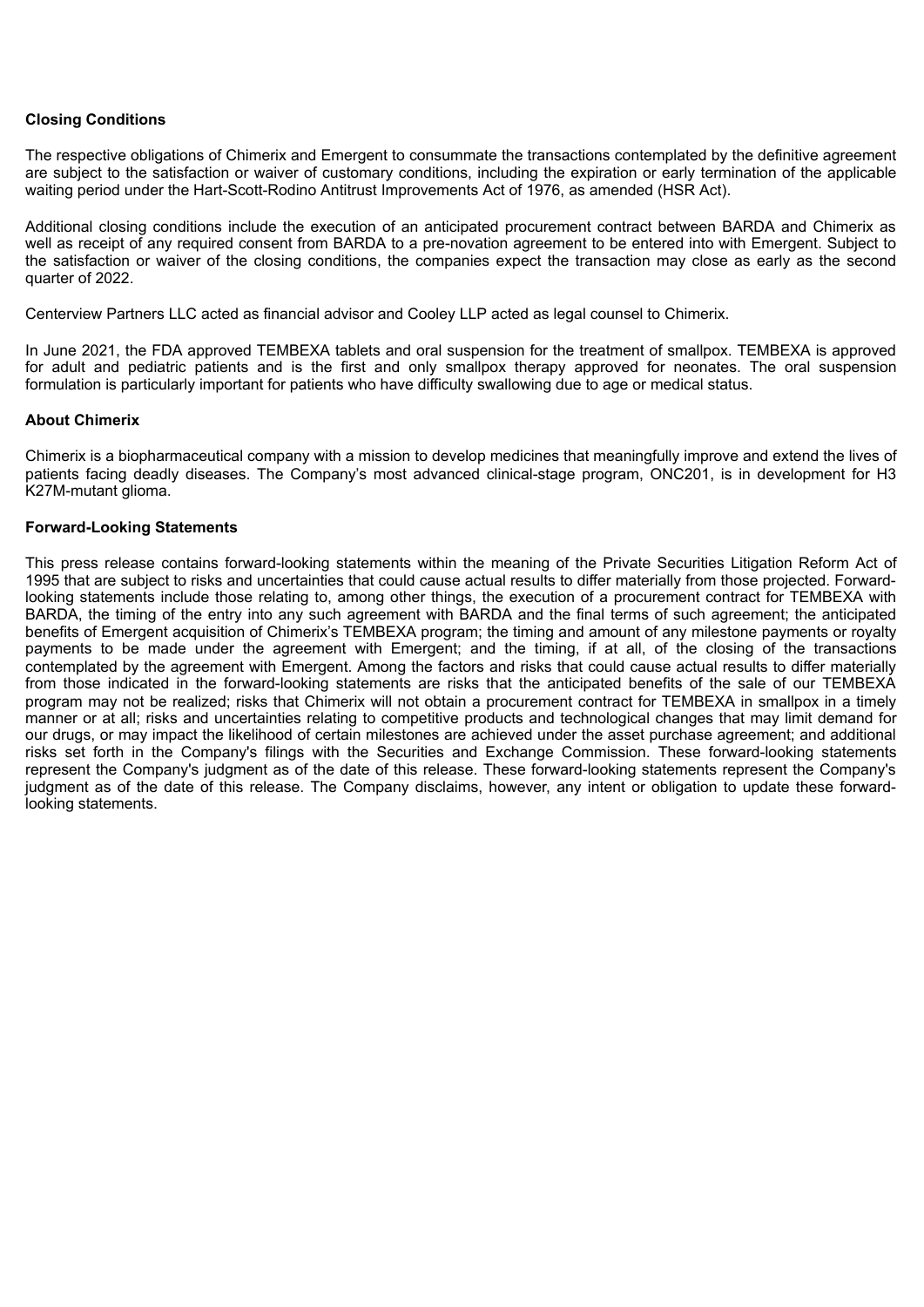**Closing Conditions**

The respective obligations of Chimerix and Emergent to consummate the transactions contemplated by the definitive agreement are subject to the satisfaction or waiver of customary conditions, including the expiration or early termination of the applicable waiting period under the Hart-Scott-Rodino Antitrust Improvements Act of 1976, as amended (HSR Act).

Additional closing conditions include the execution of an anticipated procurement contract between BARDA and Chimerix as well as receipt of any required consent from BARDA to a pre-novation agreement to be entered into with Emergent. Subject to the satisfaction or waiver of the closing conditions, the companies expect the transaction may close as early as the second quarter of 2022.

Centerview Partners LLC acted as financial advisor and Cooley LLP acted as legal counsel to Chimerix.

In June 2021, the FDA approved TEMBEXA tablets and oral suspension for the treatment of smallpox. TEMBEXA is approved for adult and pediatric patients and is the first and only smallpox therapy approved for neonates. The oral suspension formulation is particularly important for patients who have difficulty swallowing due to age or medical status.

**About Chimerix**

Chimerix is a biopharmaceutical company with a mission to develop medicines that meaningfully improve and extend the lives of patients facing deadly diseases. The Company's most advanced clinical-stage program, ONC201, is in development for H3 K27M-mutant glioma.

**Forward-Looking Statements**

This press release contains forward-looking statements within the meaning of the Private Securities Litigation Reform Act of 1995 that are subject to risks and uncertainties that could cause actual results to differ materially from those projected. Forward-looking statements include those relating to, among other things, the execution of a procurement contract for TEMBEXA with BARDA, the timing of the entry into any such agreement with BARDA and the final terms of such agreement; the anticipated benefits of Emergent acquisition of Chimerix's TEMBEXA program; the timing and amount of any milestone payments or royalty payments to be made under the agreement with Emergent; and the timing, if at all, of the closing of the transactions contemplated by the agreement with Emergent. Among the factors and risks that could cause actual results to differ materially from those indicated in the forward-looking statements are risks that the anticipated benefits of the sale of our TEMBEXA program may not be realized; risks that Chimerix will not obtain a procurement contract for TEMBEXA in smallpox in a timely manner or at all; risks and uncertainties relating to competitive products and technological changes that may limit demand for our drugs, or may impact the likelihood of certain milestones are achieved under the asset purchase agreement; and additional risks set forth in the Company's filings with the Securities and Exchange Commission. These forward-looking statements represent the Company's judgment as of the date of this release. These forward-looking statements represent the Company's judgment as of the date of this release. The Company disclaims, however, any intent or obligation to update these forward-looking statements.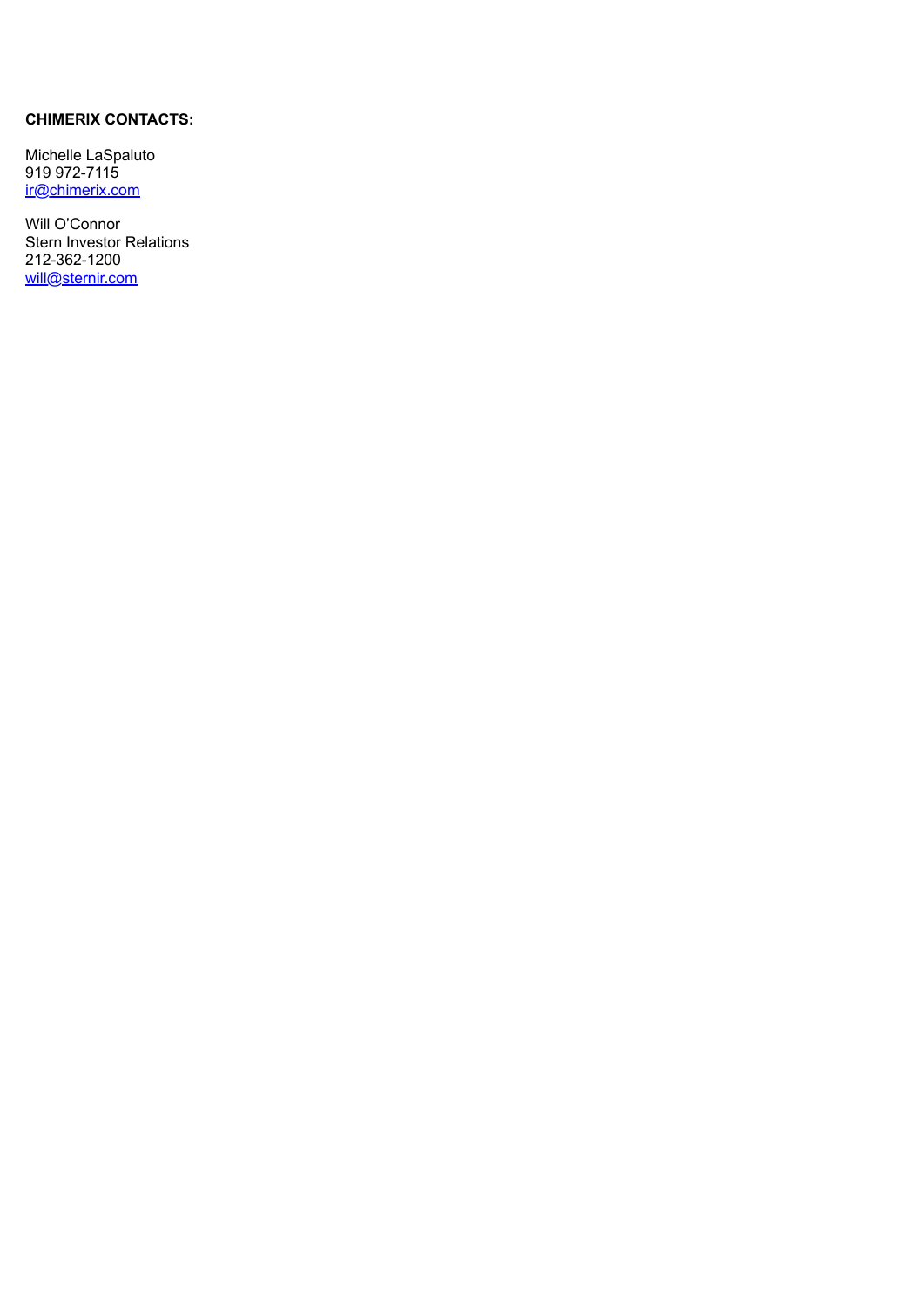**CHIMERIX CONTACTS:**

Michelle LaSpaluto
919 972-7115
ir@chimerix.com

Will O'Connor
Stern Investor Relations
212-362-1200
will@sternir.com